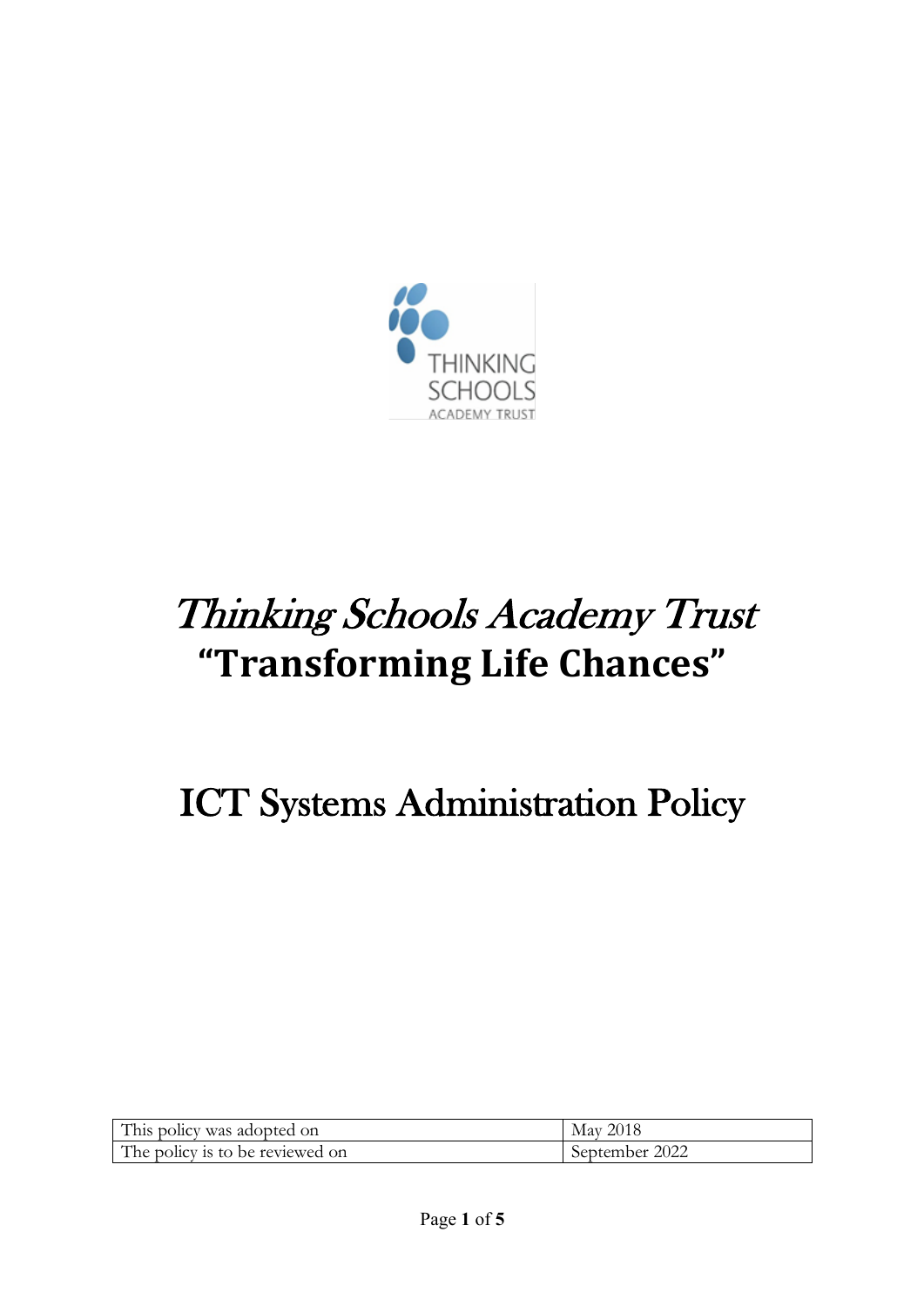# *Thinking Schools Academy Trust*

## "Transforming Life Chances"

# ICT Systems Administration Policy

| This policy was adopted on | May 2018 |
|---|---|
| The policy is to be reviewed on | September 2022 |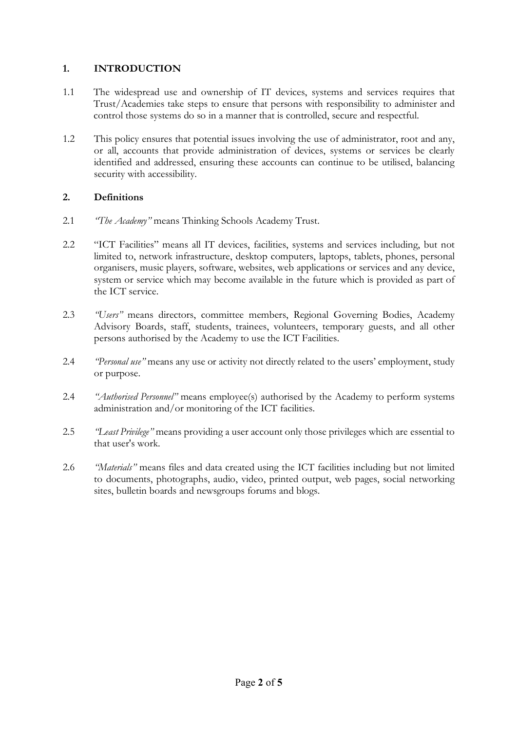## 1. INTRODUCTION

1.1 The widespread use and ownership of IT devices, systems and services requires that Trust/Academies take steps to ensure that persons with responsibility to administer and control those systems do so in a manner that is controlled, secure and respectful.

1.2 This policy ensures that potential issues involving the use of administrator, root and any, or all, accounts that provide administration of devices, systems or services be clearly identified and addressed, ensuring these accounts can continue to be utilised, balancing security with accessibility.

## 2. Definitions

2.1 *"The Academy"* means Thinking Schools Academy Trust.

2.2 "ICT Facilities" means all IT devices, facilities, systems and services including, but not limited to, network infrastructure, desktop computers, laptops, tablets, phones, personal organisers, music players, software, websites, web applications or services and any device, system or service which may become available in the future which is provided as part of the ICT service.

2.3 *"Users"* means directors, committee members, Regional Governing Bodies, Academy Advisory Boards, staff, students, trainees, volunteers, temporary guests, and all other persons authorised by the Academy to use the ICT Facilities.

2.4 *"Personal use"* means any use or activity not directly related to the users' employment, study or purpose.

2.4 *"Authorised Personnel"* means employee(s) authorised by the Academy to perform systems administration and/or monitoring of the ICT facilities.

2.5 *"Least Privilege"* means providing a user account only those privileges which are essential to that user's work.

2.6 *"Materials"* means files and data created using the ICT facilities including but not limited to documents, photographs, audio, video, printed output, web pages, social networking sites, bulletin boards and newsgroups forums and blogs.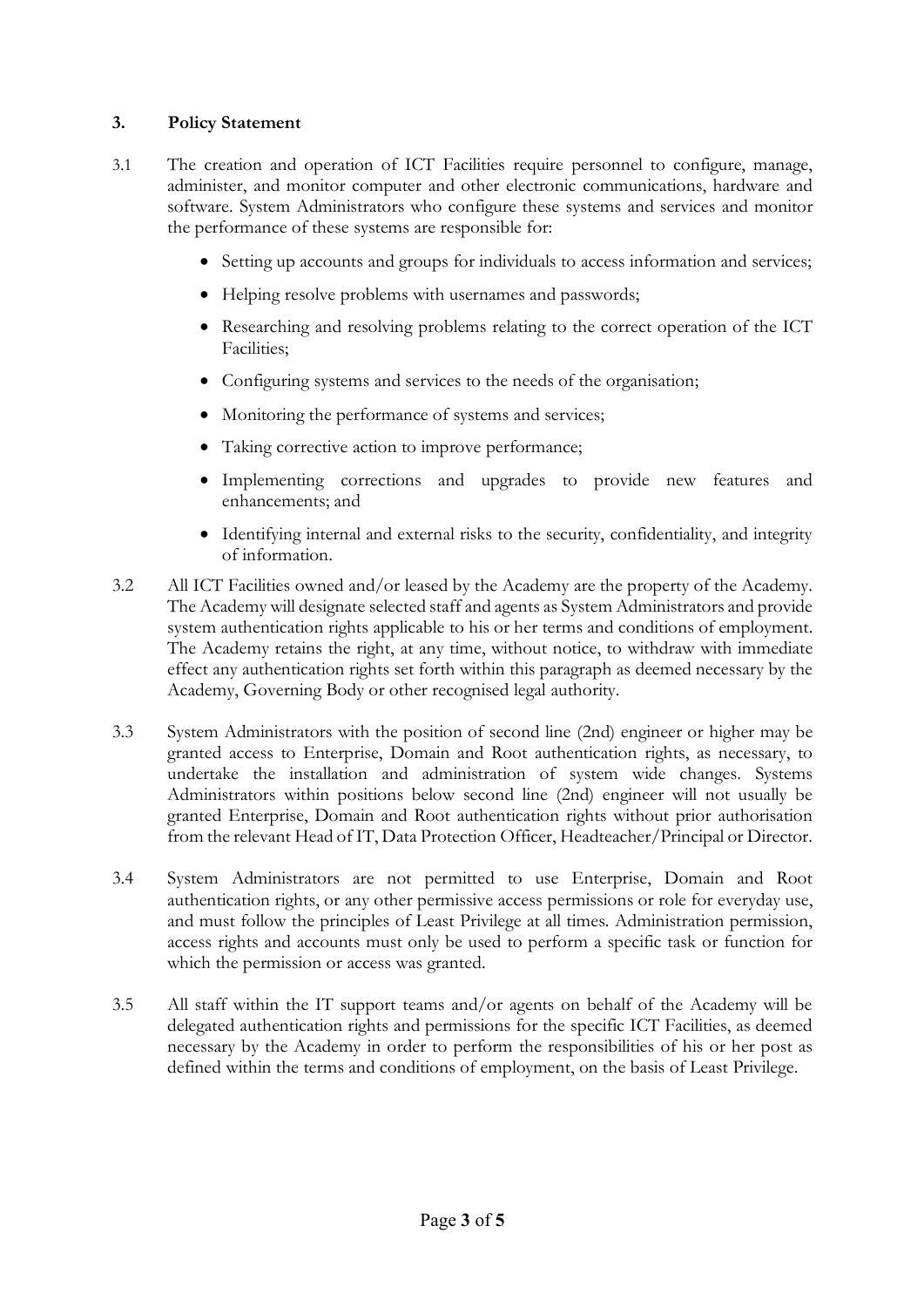## 3. Policy Statement

3.1 The creation and operation of ICT Facilities require personnel to configure, manage, administer, and monitor computer and other electronic communications, hardware and software. System Administrators who configure these systems and services and monitor the performance of these systems are responsible for:

- Setting up accounts and groups for individuals to access information and services;
- Helping resolve problems with usernames and passwords;
- Researching and resolving problems relating to the correct operation of the ICT Facilities;
- Configuring systems and services to the needs of the organisation;
- Monitoring the performance of systems and services;
- Taking corrective action to improve performance;
- Implementing corrections and upgrades to provide new features and enhancements; and
- Identifying internal and external risks to the security, confidentiality, and integrity of information.

3.2 All ICT Facilities owned and/or leased by the Academy are the property of the Academy. The Academy will designate selected staff and agents as System Administrators and provide system authentication rights applicable to his or her terms and conditions of employment. The Academy retains the right, at any time, without notice, to withdraw with immediate effect any authentication rights set forth within this paragraph as deemed necessary by the Academy, Governing Body or other recognised legal authority.

3.3 System Administrators with the position of second line (2nd) engineer or higher may be granted access to Enterprise, Domain and Root authentication rights, as necessary, to undertake the installation and administration of system wide changes. Systems Administrators within positions below second line (2nd) engineer will not usually be granted Enterprise, Domain and Root authentication rights without prior authorisation from the relevant Head of IT, Data Protection Officer, Headteacher/Principal or Director.

3.4 System Administrators are not permitted to use Enterprise, Domain and Root authentication rights, or any other permissive access permissions or role for everyday use, and must follow the principles of Least Privilege at all times. Administration permission, access rights and accounts must only be used to perform a specific task or function for which the permission or access was granted.

3.5 All staff within the IT support teams and/or agents on behalf of the Academy will be delegated authentication rights and permissions for the specific ICT Facilities, as deemed necessary by the Academy in order to perform the responsibilities of his or her post as defined within the terms and conditions of employment, on the basis of Least Privilege.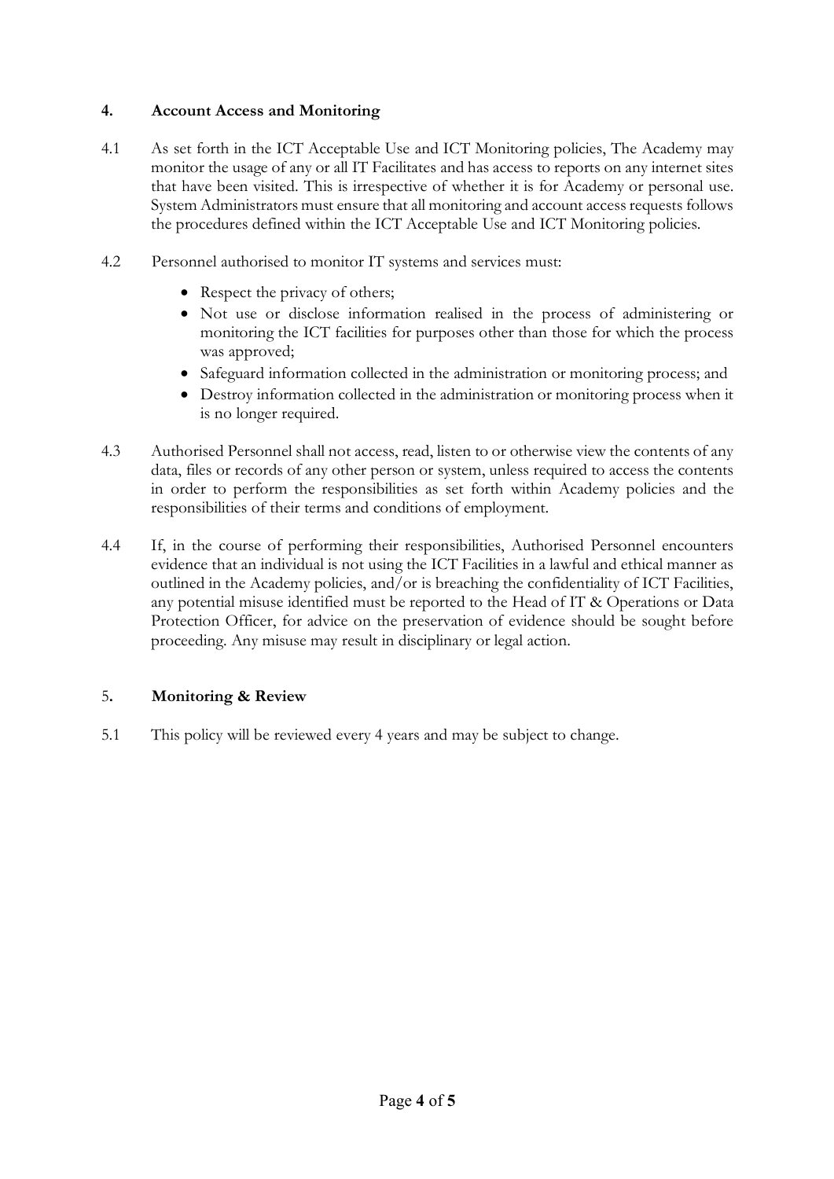## 4. Account Access and Monitoring

4.1 As set forth in the ICT Acceptable Use and ICT Monitoring policies, The Academy may monitor the usage of any or all IT Facilitates and has access to reports on any internet sites that have been visited. This is irrespective of whether it is for Academy or personal use. System Administrators must ensure that all monitoring and account access requests follows the procedures defined within the ICT Acceptable Use and ICT Monitoring policies.

4.2 Personnel authorised to monitor IT systems and services must:

- Respect the privacy of others;
- Not use or disclose information realised in the process of administering or monitoring the ICT facilities for purposes other than those for which the process was approved;
- Safeguard information collected in the administration or monitoring process; and
- Destroy information collected in the administration or monitoring process when it is no longer required.

4.3 Authorised Personnel shall not access, read, listen to or otherwise view the contents of any data, files or records of any other person or system, unless required to access the contents in order to perform the responsibilities as set forth within Academy policies and the responsibilities of their terms and conditions of employment.

4.4 If, in the course of performing their responsibilities, Authorised Personnel encounters evidence that an individual is not using the ICT Facilities in a lawful and ethical manner as outlined in the Academy policies, and/or is breaching the confidentiality of ICT Facilities, any potential misuse identified must be reported to the Head of IT & Operations or Data Protection Officer, for advice on the preservation of evidence should be sought before proceeding. Any misuse may result in disciplinary or legal action.

## 5. Monitoring & Review

5.1 This policy will be reviewed every 4 years and may be subject to change.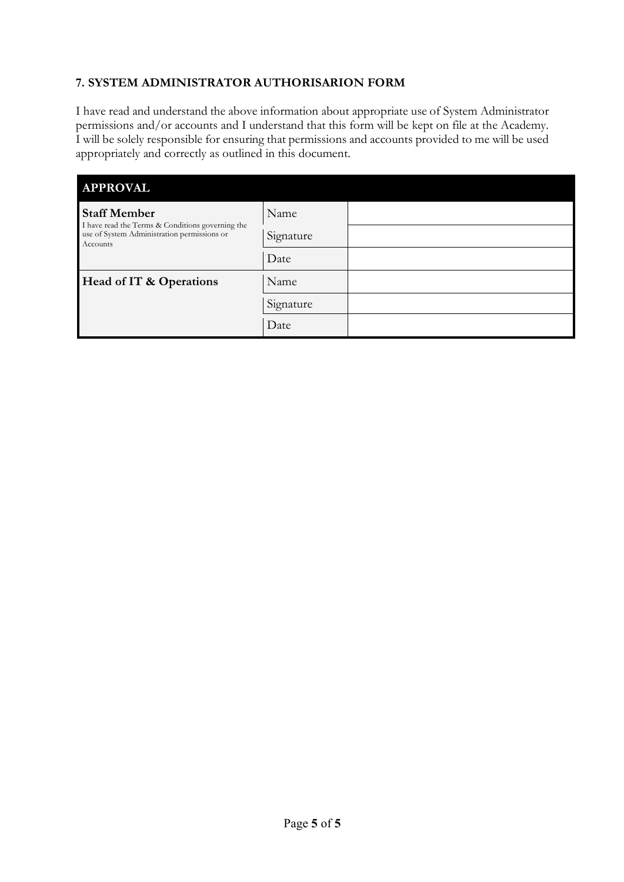## 7. SYSTEM ADMINISTRATOR AUTHORISARION FORM

I have read and understand the above information about appropriate use of System Administrator permissions and/or accounts and I understand that this form will be kept on file at the Academy. I will be solely responsible for ensuring that permissions and accounts provided to me will be used appropriately and correctly as outlined in this document.

| APPROVAL | | |
|---|---|---|
| **Staff Member**<br>I have read the Terms & Conditions governing the use of System Administration permissions or Accounts | Name | |
| | Signature | |
| | Date | |
| **Head of IT & Operations** | Name | |
| | Signature | |
| | Date | |